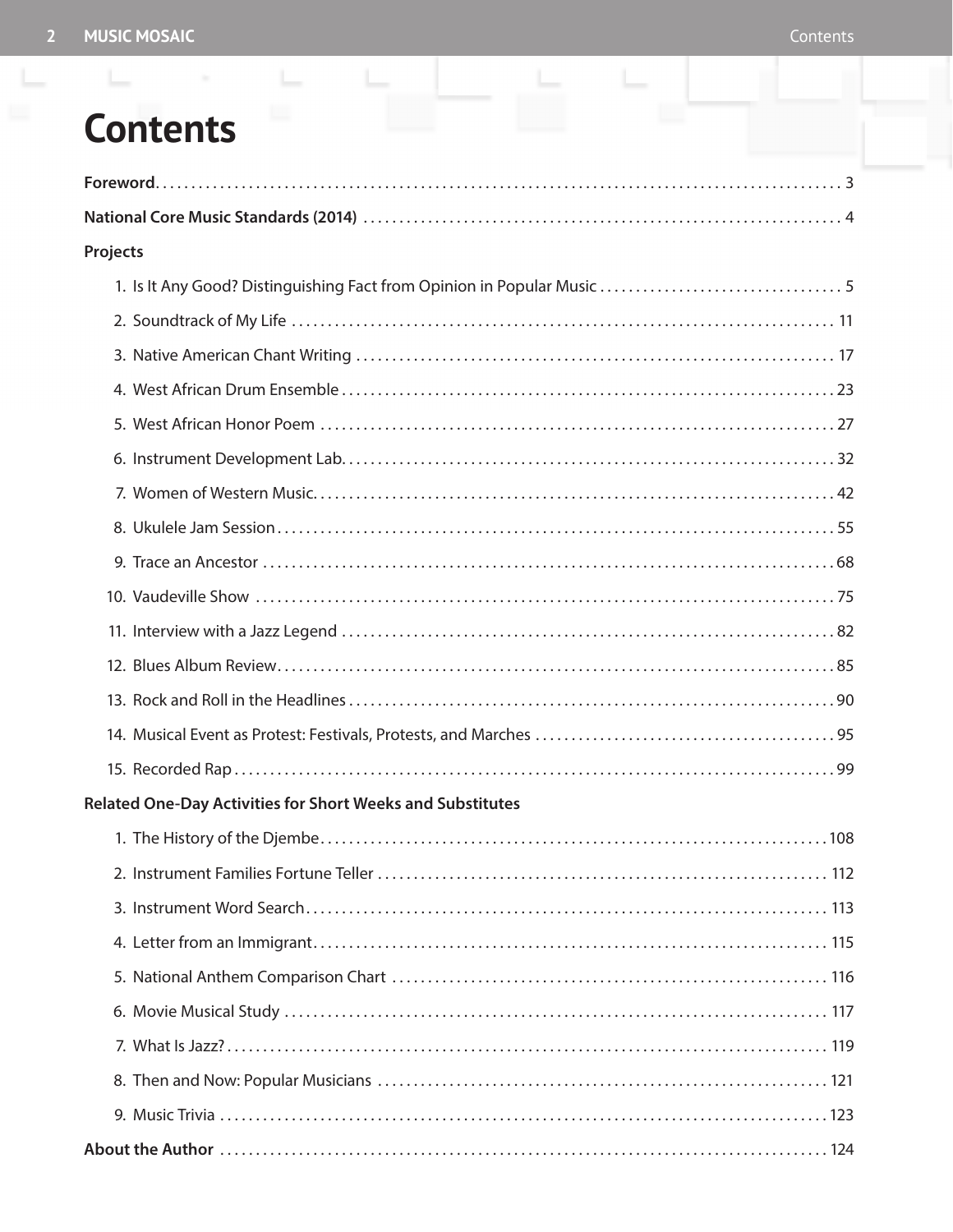# Contents

**Foreword** . . . . . 3

**National Core Music Standards (2014)** . . . . . 4

**Projects**

1. Is It Any Good? Distinguishing Fact from Opinion in Popular Music . . . . . 5
2. Soundtrack of My Life . . . . . 11
3. Native American Chant Writing . . . . . 17
4. West African Drum Ensemble . . . . . 23
5. West African Honor Poem . . . . . 27
6. Instrument Development Lab . . . . . 32
7. Women of Western Music . . . . . 42
8. Ukulele Jam Session . . . . . 55
9. Trace an Ancestor . . . . . 68
10. Vaudeville Show . . . . . 75
11. Interview with a Jazz Legend . . . . . 82
12. Blues Album Review . . . . . 85
13. Rock and Roll in the Headlines . . . . . 90
14. Musical Event as Protest: Festivals, Protests, and Marches . . . . . 95
15. Recorded Rap . . . . . 99

**Related One-Day Activities for Short Weeks and Substitutes**

1. The History of the Djembe . . . . . 108
2. Instrument Families Fortune Teller . . . . . 112
3. Instrument Word Search . . . . . 113
4. Letter from an Immigrant . . . . . 115
5. National Anthem Comparison Chart . . . . . 116
6. Movie Musical Study . . . . . 117
7. What Is Jazz? . . . . . 119
8. Then and Now: Popular Musicians . . . . . 121
9. Music Trivia . . . . . 123

**About the Author** . . . . . 124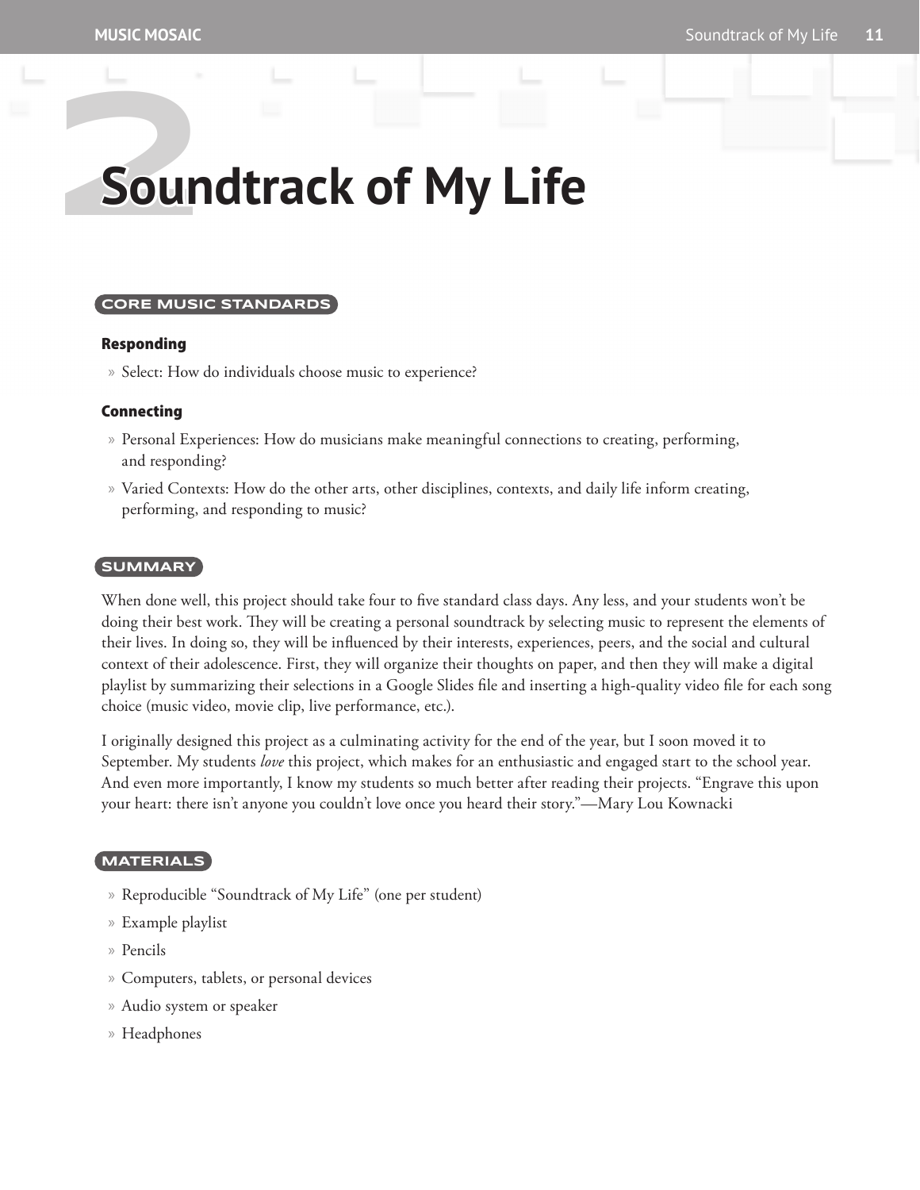# 2 Soundtrack of My Life

## CORE MUSIC STANDARDS

### Responding

- Select: How do individuals choose music to experience?

### Connecting

- Personal Experiences: How do musicians make meaningful connections to creating, performing, and responding?
- Varied Contexts: How do the other arts, other disciplines, contexts, and daily life inform creating, performing, and responding to music?

## SUMMARY

When done well, this project should take four to five standard class days. Any less, and your students won't be doing their best work. They will be creating a personal soundtrack by selecting music to represent the elements of their lives. In doing so, they will be influenced by their interests, experiences, peers, and the social and cultural context of their adolescence. First, they will organize their thoughts on paper, and then they will make a digital playlist by summarizing their selections in a Google Slides file and inserting a high-quality video file for each song choice (music video, movie clip, live performance, etc.).

I originally designed this project as a culminating activity for the end of the year, but I soon moved it to September. My students *love* this project, which makes for an enthusiastic and engaged start to the school year. And even more importantly, I know my students so much better after reading their projects. "Engrave this upon your heart: there isn't anyone you couldn't love once you heard their story."—Mary Lou Kownacki

## MATERIALS

- Reproducible "Soundtrack of My Life" (one per student)
- Example playlist
- Pencils
- Computers, tablets, or personal devices
- Audio system or speaker
- Headphones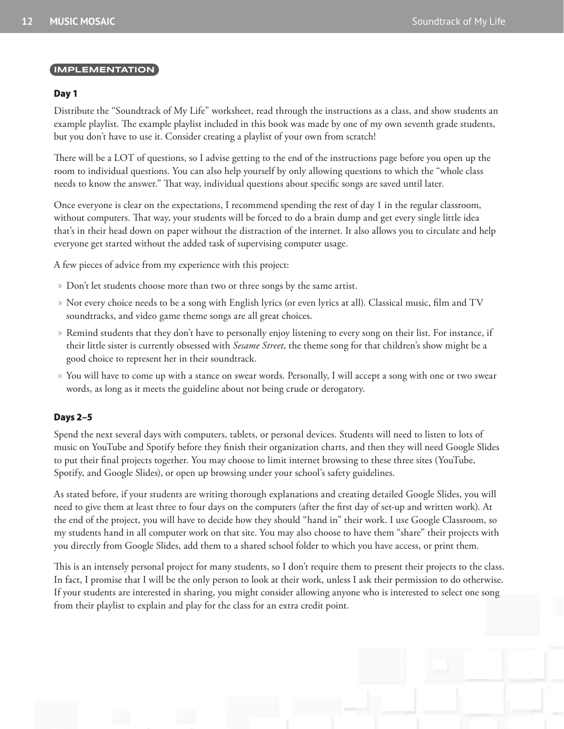## IMPLEMENTATION

### Day 1

Distribute the "Soundtrack of My Life" worksheet, read through the instructions as a class, and show students an example playlist. The example playlist included in this book was made by one of my own seventh grade students, but you don't have to use it. Consider creating a playlist of your own from scratch!

There will be a LOT of questions, so I advise getting to the end of the instructions page before you open up the room to individual questions. You can also help yourself by only allowing questions to which the "whole class needs to know the answer." That way, individual questions about specific songs are saved until later.

Once everyone is clear on the expectations, I recommend spending the rest of day 1 in the regular classroom, without computers. That way, your students will be forced to do a brain dump and get every single little idea that's in their head down on paper without the distraction of the internet. It also allows you to circulate and help everyone get started without the added task of supervising computer usage.

A few pieces of advice from my experience with this project:

- Don't let students choose more than two or three songs by the same artist.
- Not every choice needs to be a song with English lyrics (or even lyrics at all). Classical music, film and TV soundtracks, and video game theme songs are all great choices.
- Remind students that they don't have to personally enjoy listening to every song on their list. For instance, if their little sister is currently obsessed with *Sesame Street*, the theme song for that children's show might be a good choice to represent her in their soundtrack.
- You will have to come up with a stance on swear words. Personally, I will accept a song with one or two swear words, as long as it meets the guideline about not being crude or derogatory.

### Days 2–5

Spend the next several days with computers, tablets, or personal devices. Students will need to listen to lots of music on YouTube and Spotify before they finish their organization charts, and then they will need Google Slides to put their final projects together. You may choose to limit internet browsing to these three sites (YouTube, Spotify, and Google Slides), or open up browsing under your school's safety guidelines.

As stated before, if your students are writing thorough explanations and creating detailed Google Slides, you will need to give them at least three to four days on the computers (after the first day of set-up and written work). At the end of the project, you will have to decide how they should "hand in" their work. I use Google Classroom, so my students hand in all computer work on that site. You may also choose to have them "share" their projects with you directly from Google Slides, add them to a shared school folder to which you have access, or print them.

This is an intensely personal project for many students, so I don't require them to present their projects to the class. In fact, I promise that I will be the only person to look at their work, unless I ask their permission to do otherwise. If your students are interested in sharing, you might consider allowing anyone who is interested to select one song from their playlist to explain and play for the class for an extra credit point.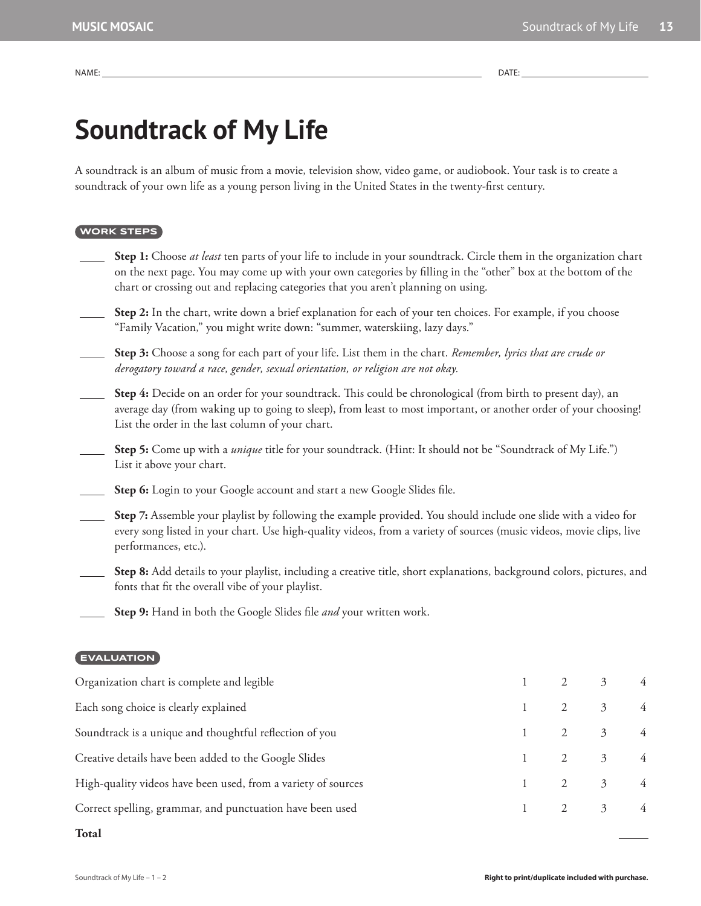NAME: ______________________________ DATE: ______________

# Soundtrack of My Life

A soundtrack is an album of music from a movie, television show, video game, or audiobook. Your task is to create a soundtrack of your own life as a young person living in the United States in the twenty-first century.

## WORK STEPS

____ **Step 1:** Choose *at least* ten parts of your life to include in your soundtrack. Circle them in the organization chart on the next page. You may come up with your own categories by filling in the “other” box at the bottom of the chart or crossing out and replacing categories that you aren’t planning on using.

____ **Step 2:** In the chart, write down a brief explanation for each of your ten choices. For example, if you choose “Family Vacation,” you might write down: “summer, waterskiing, lazy days.”

____ **Step 3:** Choose a song for each part of your life. List them in the chart. *Remember, lyrics that are crude or derogatory toward a race, gender, sexual orientation, or religion are not okay.*

____ **Step 4:** Decide on an order for your soundtrack. This could be chronological (from birth to present day), an average day (from waking up to going to sleep), from least to most important, or another order of your choosing! List the order in the last column of your chart.

____ **Step 5:** Come up with a *unique* title for your soundtrack. (Hint: It should not be “Soundtrack of My Life.”) List it above your chart.

____ **Step 6:** Login to your Google account and start a new Google Slides file.

____ **Step 7:** Assemble your playlist by following the example provided. You should include one slide with a video for every song listed in your chart. Use high-quality videos, from a variety of sources (music videos, movie clips, live performances, etc.).

____ **Step 8:** Add details to your playlist, including a creative title, short explanations, background colors, pictures, and fonts that fit the overall vibe of your playlist.

____ **Step 9:** Hand in both the Google Slides file *and* your written work.

## EVALUATION

| | | | | |
|---|---|---|---|---|
| Organization chart is complete and legible | 1 | 2 | 3 | 4 |
| Each song choice is clearly explained | 1 | 2 | 3 | 4 |
| Soundtrack is a unique and thoughtful reflection of you | 1 | 2 | 3 | 4 |
| Creative details have been added to the Google Slides | 1 | 2 | 3 | 4 |
| High-quality videos have been used, from a variety of sources | 1 | 2 | 3 | 4 |
| Correct spelling, grammar, and punctuation have been used | 1 | 2 | 3 | 4 |
| **Total** | | | | ____ |

Right to print/duplicate included with purchase.